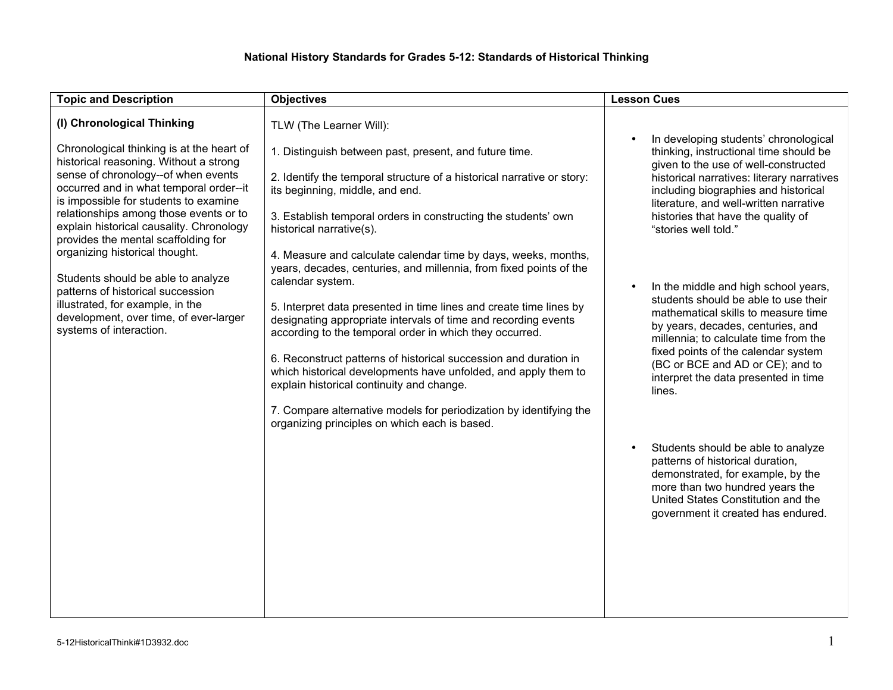# National History Standards for Grades 5-12: Standards of Historical Thinking

| Topic and Description | Objectives | Lesson Cues |
|---|---|---|
| **(I) Chronological Thinking**<br><br>Chronological thinking is at the heart of historical reasoning. Without a strong sense of chronology--of when events occurred and in what temporal order--it is impossible for students to examine relationships among those events or to explain historical causality. Chronology provides the mental scaffolding for organizing historical thought.<br><br>Students should be able to analyze patterns of historical succession illustrated, for example, in the development, over time, of ever-larger systems of interaction. | TLW (The Learner Will):<br><br>1. Distinguish between past, present, and future time.<br><br>2. Identify the temporal structure of a historical narrative or story: its beginning, middle, and end.<br><br>3. Establish temporal orders in constructing the students' own historical narrative(s).<br><br>4. Measure and calculate calendar time by days, weeks, months, years, decades, centuries, and millennia, from fixed points of the calendar system.<br><br>5. Interpret data presented in time lines and create time lines by designating appropriate intervals of time and recording events according to the temporal order in which they occurred.<br><br>6. Reconstruct patterns of historical succession and duration in which historical developments have unfolded, and apply them to explain historical continuity and change.<br><br>7. Compare alternative models for periodization by identifying the organizing principles on which each is based. | • In developing students' chronological thinking, instructional time should be given to the use of well-constructed historical narratives: literary narratives including biographies and historical literature, and well-written narrative histories that have the quality of "stories well told."<br><br>• In the middle and high school years, students should be able to use their mathematical skills to measure time by years, decades, centuries, and millennia; to calculate time from the fixed points of the calendar system (BC or BCE and AD or CE); and to interpret the data presented in time lines.<br><br>• Students should be able to analyze patterns of historical duration, demonstrated, for example, by the more than two hundred years the United States Constitution and the government it created has endured. |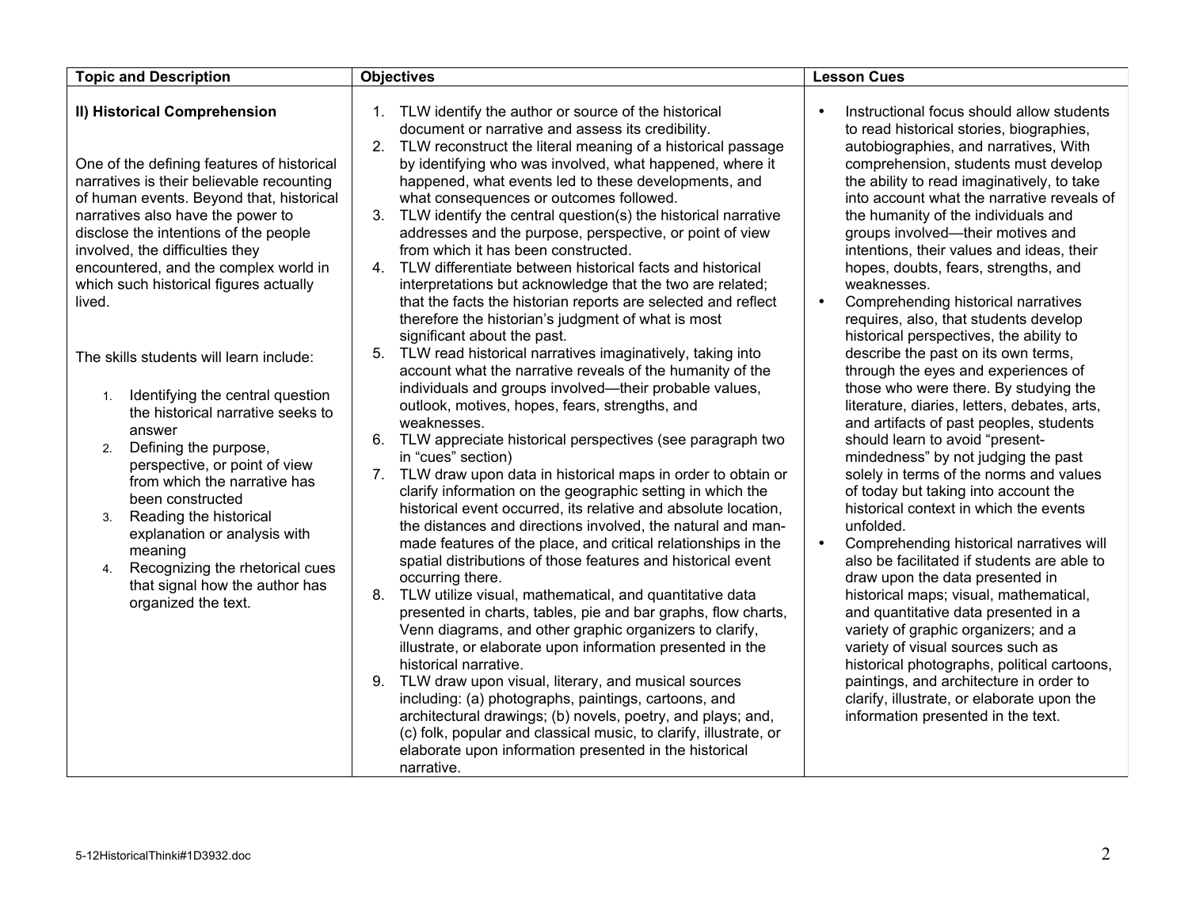| Topic and Description | Objectives | Lesson Cues |
|---|---|---|
| **II) Historical Comprehension**<br><br>One of the defining features of historical narratives is their believable recounting of human events. Beyond that, historical narratives also have the power to disclose the intentions of the people involved, the difficulties they encountered, and the complex world in which such historical figures actually lived.<br><br>The skills students will learn include:<br><br>1. Identifying the central question the historical narrative seeks to answer<br>2. Defining the purpose, perspective, or point of view from which the narrative has been constructed<br>3. Reading the historical explanation or analysis with meaning<br>4. Recognizing the rhetorical cues that signal how the author has organized the text. | 1. TLW identify the author or source of the historical document or narrative and assess its credibility.<br>2. TLW reconstruct the literal meaning of a historical passage by identifying who was involved, what happened, where it happened, what events led to these developments, and what consequences or outcomes followed.<br>3. TLW identify the central question(s) the historical narrative addresses and the purpose, perspective, or point of view from which it has been constructed.<br>4. TLW differentiate between historical facts and historical interpretations but acknowledge that the two are related; that the facts the historian reports are selected and reflect therefore the historian's judgment of what is most significant about the past.<br>5. TLW read historical narratives imaginatively, taking into account what the narrative reveals of the humanity of the individuals and groups involved—their probable values, outlook, motives, hopes, fears, strengths, and weaknesses.<br>6. TLW appreciate historical perspectives (see paragraph two in "cues" section)<br>7. TLW draw upon data in historical maps in order to obtain or clarify information on the geographic setting in which the historical event occurred, its relative and absolute location, the distances and directions involved, the natural and man-made features of the place, and critical relationships in the spatial distributions of those features and historical event occurring there.<br>8. TLW utilize visual, mathematical, and quantitative data presented in charts, tables, pie and bar graphs, flow charts, Venn diagrams, and other graphic organizers to clarify, illustrate, or elaborate upon information presented in the historical narrative.<br>9. TLW draw upon visual, literary, and musical sources including: (a) photographs, paintings, cartoons, and architectural drawings; (b) novels, poetry, and plays; and, (c) folk, popular and classical music, to clarify, illustrate, or elaborate upon information presented in the historical narrative. | • Instructional focus should allow students to read historical stories, biographies, autobiographies, and narratives, With comprehension, students must develop the ability to read imaginatively, to take into account what the narrative reveals of the humanity of the individuals and groups involved—their motives and intentions, their values and ideas, their hopes, doubts, fears, strengths, and weaknesses.<br>• Comprehending historical narratives requires, also, that students develop historical perspectives, the ability to describe the past on its own terms, through the eyes and experiences of those who were there. By studying the literature, diaries, letters, debates, arts, and artifacts of past peoples, students should learn to avoid "present-mindedness" by not judging the past solely in terms of the norms and values of today but taking into account the historical context in which the events unfolded.<br>• Comprehending historical narratives will also be facilitated if students are able to draw upon the data presented in historical maps; visual, mathematical, and quantitative data presented in a variety of graphic organizers; and a variety of visual sources such as historical photographs, political cartoons, paintings, and architecture in order to clarify, illustrate, or elaborate upon the information presented in the text. |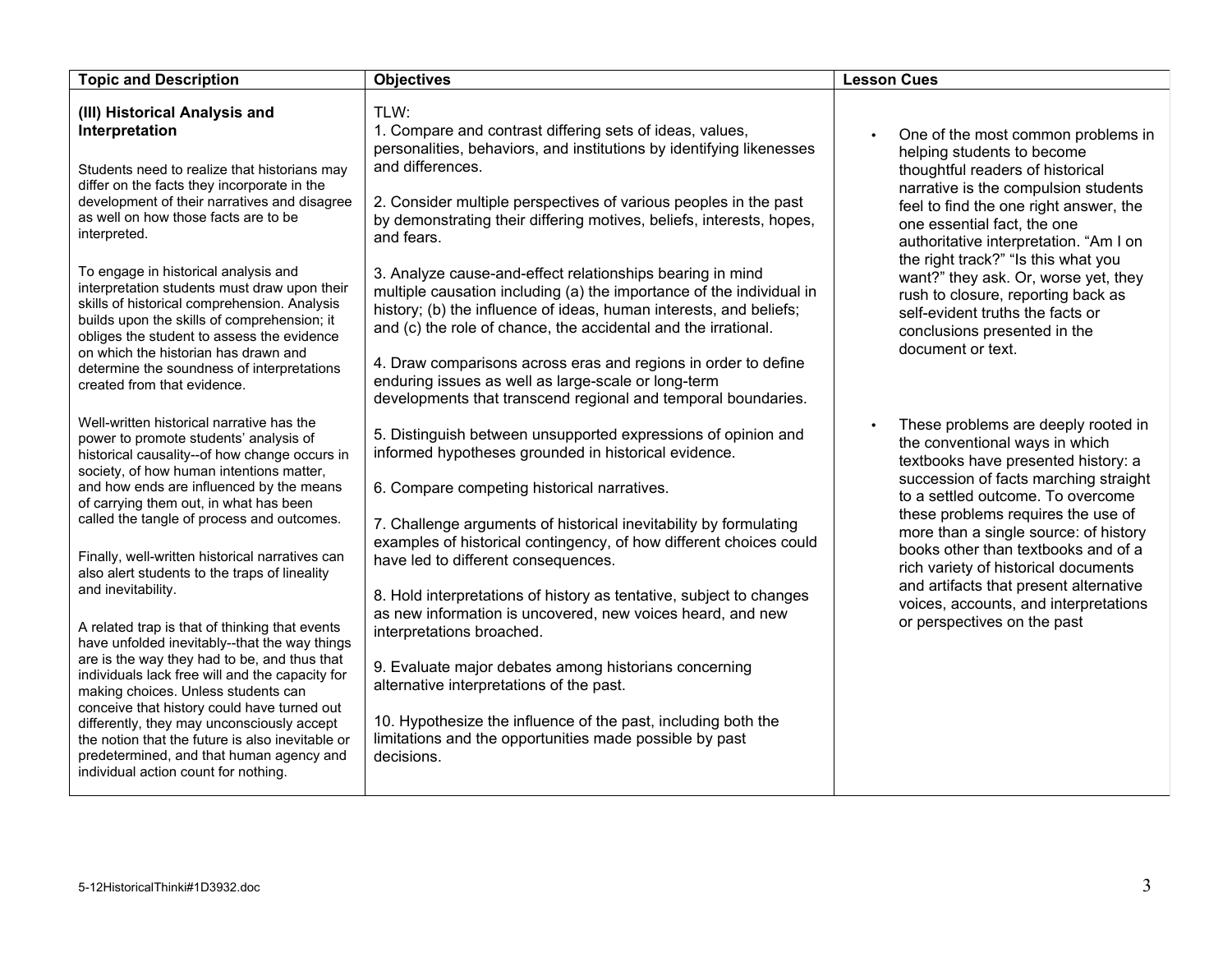| Topic and Description | Objectives | Lesson Cues |
|---|---|---|
| **(III) Historical Analysis and Interpretation**<br><br>Students need to realize that historians may differ on the facts they incorporate in the development of their narratives and disagree as well on how those facts are to be interpreted.<br><br>To engage in historical analysis and interpretation students must draw upon their skills of historical comprehension. Analysis builds upon the skills of comprehension; it obliges the student to assess the evidence on which the historian has drawn and determine the soundness of interpretations created from that evidence.<br><br>Well-written historical narrative has the power to promote students' analysis of historical causality--of how change occurs in society, of how human intentions matter, and how ends are influenced by the means of carrying them out, in what has been called the tangle of process and outcomes.<br><br>Finally, well-written historical narratives can also alert students to the traps of lineality and inevitability.<br><br>A related trap is that of thinking that events have unfolded inevitably--that the way things are is the way they had to be, and thus that individuals lack free will and the capacity for making choices. Unless students can conceive that history could have turned out differently, they may unconsciously accept the notion that the future is also inevitable or predetermined, and that human agency and individual action count for nothing. | TLW:<br>1. Compare and contrast differing sets of ideas, values, personalities, behaviors, and institutions by identifying likenesses and differences.<br><br>2. Consider multiple perspectives of various peoples in the past by demonstrating their differing motives, beliefs, interests, hopes, and fears.<br><br>3. Analyze cause-and-effect relationships bearing in mind multiple causation including (a) the importance of the individual in history; (b) the influence of ideas, human interests, and beliefs; and (c) the role of chance, the accidental and the irrational.<br><br>4. Draw comparisons across eras and regions in order to define enduring issues as well as large-scale or long-term developments that transcend regional and temporal boundaries.<br><br>5. Distinguish between unsupported expressions of opinion and informed hypotheses grounded in historical evidence.<br><br>6. Compare competing historical narratives.<br><br>7. Challenge arguments of historical inevitability by formulating examples of historical contingency, of how different choices could have led to different consequences.<br><br>8. Hold interpretations of history as tentative, subject to changes as new information is uncovered, new voices heard, and new interpretations broached.<br><br>9. Evaluate major debates among historians concerning alternative interpretations of the past.<br><br>10. Hypothesize the influence of the past, including both the limitations and the opportunities made possible by past decisions. | • One of the most common problems in helping students to become thoughtful readers of historical narrative is the compulsion students feel to find the one right answer, the one essential fact, the one authoritative interpretation. "Am I on the right track?" "Is this what you want?" they ask. Or, worse yet, they rush to closure, reporting back as self-evident truths the facts or conclusions presented in the document or text.<br><br>• These problems are deeply rooted in the conventional ways in which textbooks have presented history: a succession of facts marching straight to a settled outcome. To overcome these problems requires the use of more than a single source: of history books other than textbooks and of a rich variety of historical documents and artifacts that present alternative voices, accounts, and interpretations or perspectives on the past |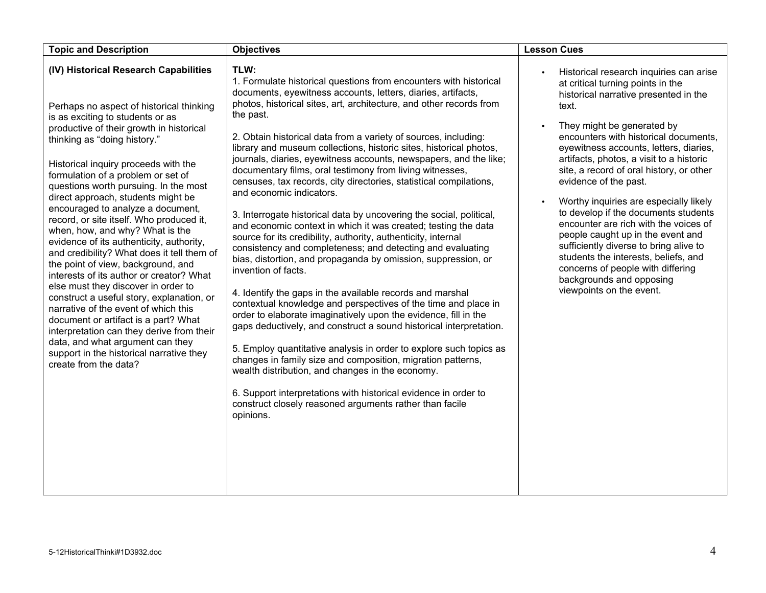| Topic and Description | Objectives | Lesson Cues |
|---|---|---|
| **(IV) Historical Research Capabilities**<br><br>Perhaps no aspect of historical thinking is as exciting to students or as productive of their growth in historical thinking as "doing history."<br><br>Historical inquiry proceeds with the formulation of a problem or set of questions worth pursuing. In the most direct approach, students might be encouraged to analyze a document, record, or site itself. Who produced it, when, how, and why? What is the evidence of its authenticity, authority, and credibility? What does it tell them of the point of view, background, and interests of its author or creator? What else must they discover in order to construct a useful story, explanation, or narrative of the event of which this document or artifact is a part? What interpretation can they derive from their data, and what argument can they support in the historical narrative they create from the data? | **TLW:**<br>1. Formulate historical questions from encounters with historical documents, eyewitness accounts, letters, diaries, artifacts, photos, historical sites, art, architecture, and other records from the past.<br><br>2. Obtain historical data from a variety of sources, including: library and museum collections, historic sites, historical photos, journals, diaries, eyewitness accounts, newspapers, and the like; documentary films, oral testimony from living witnesses, censuses, tax records, city directories, statistical compilations, and economic indicators.<br><br>3. Interrogate historical data by uncovering the social, political, and economic context in which it was created; testing the data source for its credibility, authority, authenticity, internal consistency and completeness; and detecting and evaluating bias, distortion, and propaganda by omission, suppression, or invention of facts.<br><br>4. Identify the gaps in the available records and marshal contextual knowledge and perspectives of the time and place in order to elaborate imaginatively upon the evidence, fill in the gaps deductively, and construct a sound historical interpretation.<br><br>5. Employ quantitative analysis in order to explore such topics as changes in family size and composition, migration patterns, wealth distribution, and changes in the economy.<br><br>6. Support interpretations with historical evidence in order to construct closely reasoned arguments rather than facile opinions. | • Historical research inquiries can arise at critical turning points in the historical narrative presented in the text.<br><br>• They might be generated by encounters with historical documents, eyewitness accounts, letters, diaries, artifacts, photos, a visit to a historic site, a record of oral history, or other evidence of the past.<br><br>• Worthy inquiries are especially likely to develop if the documents students encounter are rich with the voices of people caught up in the event and sufficiently diverse to bring alive to students the interests, beliefs, and concerns of people with differing backgrounds and opposing viewpoints on the event. |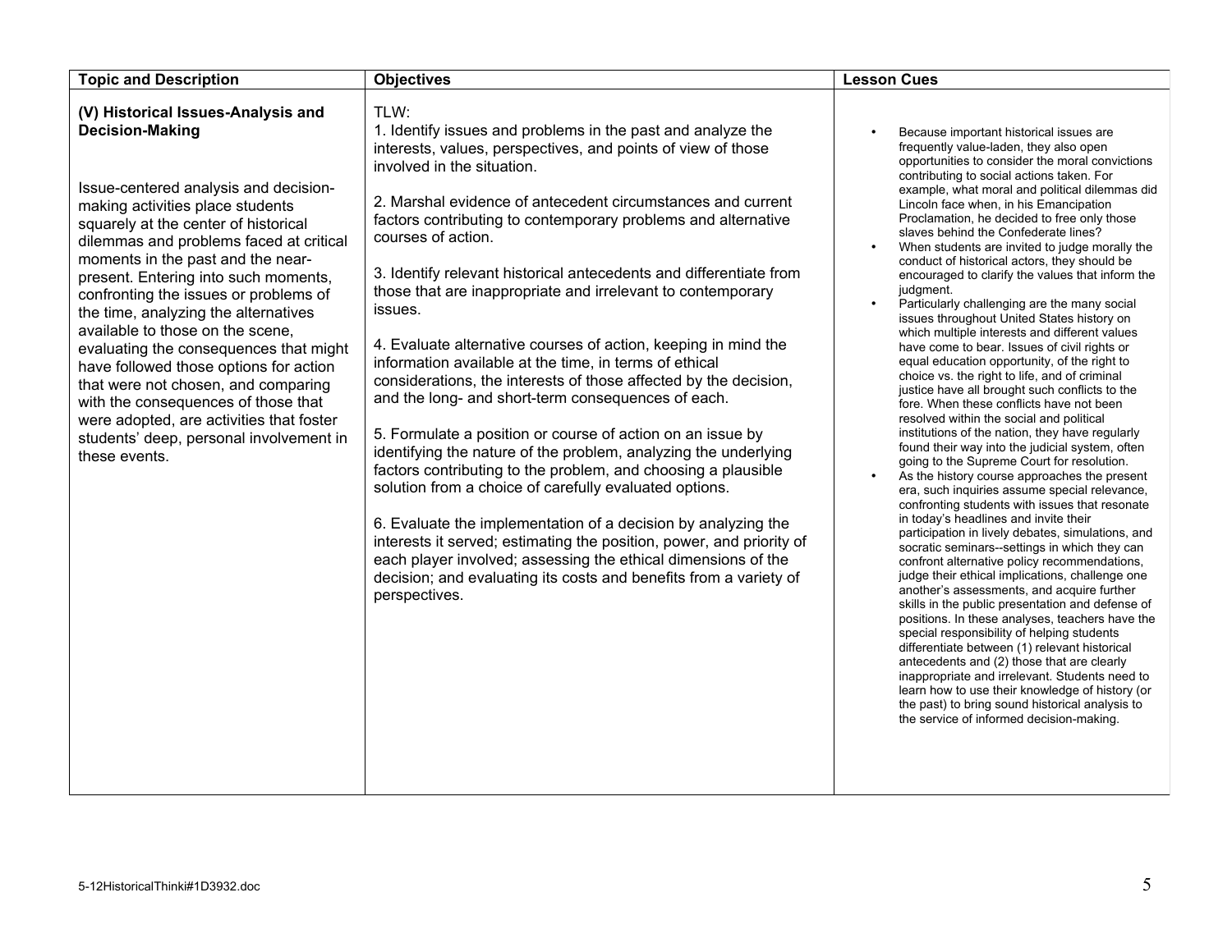| Topic and Description | Objectives | Lesson Cues |
| --- | --- | --- |
| **(V) Historical Issues-Analysis and Decision-Making**<br><br>Issue-centered analysis and decision-making activities place students squarely at the center of historical dilemmas and problems faced at critical moments in the past and the near-present. Entering into such moments, confronting the issues or problems of the time, analyzing the alternatives available to those on the scene, evaluating the consequences that might have followed those options for action that were not chosen, and comparing with the consequences of those that were adopted, are activities that foster students' deep, personal involvement in these events. | TLW:<br>1. Identify issues and problems in the past and analyze the interests, values, perspectives, and points of view of those involved in the situation.<br><br>2. Marshal evidence of antecedent circumstances and current factors contributing to contemporary problems and alternative courses of action.<br><br>3. Identify relevant historical antecedents and differentiate from those that are inappropriate and irrelevant to contemporary issues.<br><br>4. Evaluate alternative courses of action, keeping in mind the information available at the time, in terms of ethical considerations, the interests of those affected by the decision, and the long- and short-term consequences of each.<br><br>5. Formulate a position or course of action on an issue by identifying the nature of the problem, analyzing the underlying factors contributing to the problem, and choosing a plausible solution from a choice of carefully evaluated options.<br><br>6. Evaluate the implementation of a decision by analyzing the interests it served; estimating the position, power, and priority of each player involved; assessing the ethical dimensions of the decision; and evaluating its costs and benefits from a variety of perspectives. | • Because important historical issues are frequently value-laden, they also open opportunities to consider the moral convictions contributing to social actions taken. For example, what moral and political dilemmas did Lincoln face when, in his Emancipation Proclamation, he decided to free only those slaves behind the Confederate lines?<br>• When students are invited to judge morally the conduct of historical actors, they should be encouraged to clarify the values that inform the judgment.<br>• Particularly challenging are the many social issues throughout United States history on which multiple interests and different values have come to bear. Issues of civil rights or equal education opportunity, of the right to choice vs. the right to life, and of criminal justice have all brought such conflicts to the fore. When these conflicts have not been resolved within the social and political institutions of the nation, they have regularly found their way into the judicial system, often going to the Supreme Court for resolution.<br>• As the history course approaches the present era, such inquiries assume special relevance, confronting students with issues that resonate in today's headlines and invite their participation in lively debates, simulations, and socratic seminars--settings in which they can confront alternative policy recommendations, judge their ethical implications, challenge one another's assessments, and acquire further skills in the public presentation and defense of positions. In these analyses, teachers have the special responsibility of helping students differentiate between (1) relevant historical antecedents and (2) those that are clearly inappropriate and irrelevant. Students need to learn how to use their knowledge of history (or the past) to bring sound historical analysis to the service of informed decision-making. |